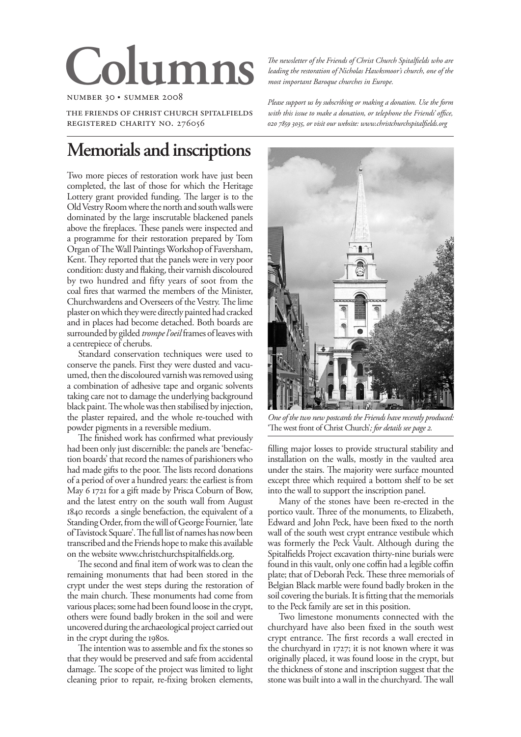# Columns

NUMBER 30 • SUMMER 2008

THE FRIENDS OF CHRIST CHURCH SPITALFIELDS
REGISTERED CHARITY NO. 276056

*The newsletter of the Friends of Christ Church Spitalfields who are leading the restoration of Nicholas Hawksmoor's church, one of the most important Baroque churches in Europe.*

*Please support us by subscribing or making a donation. Use the form with this issue to make a donation, or telephone the Friends' office, 020 7859 3035, or visit our website: www.christchurchspitalfields.org*

## Memorials and inscriptions

Two more pieces of restoration work have just been completed, the last of those for which the Heritage Lottery grant provided funding. The larger is to the Old Vestry Room where the north and south walls were dominated by the large inscrutable blackened panels above the fireplaces. These panels were inspected and a programme for their restoration prepared by Tom Organ of The Wall Paintings Workshop of Faversham, Kent. They reported that the panels were in very poor condition: dusty and flaking, their varnish discoloured by two hundred and fifty years of soot from the coal fires that warmed the members of the Minister, Churchwardens and Overseers of the Vestry. The lime plaster on which they were directly painted had cracked and in places had become detached. Both boards are surrounded by gilded *trompe l'oeil* frames of leaves with a centrepiece of cherubs.

Standard conservation techniques were used to conserve the panels. First they were dusted and vacuumed, then the discoloured varnish was removed using a combination of adhesive tape and organic solvents taking care not to damage the underlying background black paint. The whole was then stabilised by injection, the plaster repaired, and the whole re-touched with powder pigments in a reversible medium.

The finished work has confirmed what previously had been only just discernible: the panels are 'benefaction boards' that record the names of parishioners who had made gifts to the poor. The lists record donations of a period of over a hundred years: the earliest is from May 6 1721 for a gift made by Prisca Coburn of Bow, and the latest entry on the south wall from August 1840 records a single benefaction, the equivalent of a Standing Order, from the will of George Fournier, 'late of Tavistock Square'. The full list of names has now been transcribed and the Friends hope to make this available on the website www.christchurchspitalfields.org.

The second and final item of work was to clean the remaining monuments that had been stored in the crypt under the west steps during the restoration of the main church. These monuments had come from various places; some had been found loose in the crypt, others were found badly broken in the soil and were uncovered during the archaeological project carried out in the crypt during the 1980s.

The intention was to assemble and fix the stones so that they would be preserved and safe from accidental damage. The scope of the project was limited to light cleaning prior to repair, re-fixing broken elements, filling major losses to provide structural stability and installation on the walls, mostly in the vaulted area under the stairs. The majority were surface mounted except three which required a bottom shelf to be set into the wall to support the inscription panel.

*One of the two new postcards the Friends have recently produced:* 'The west front of Christ Church'*; for details see page 2.*

Many of the stones have been re-erected in the portico vault. Three of the monuments, to Elizabeth, Edward and John Peck, have been fixed to the north wall of the south west crypt entrance vestibule which was formerly the Peck Vault. Although during the Spitalfields Project excavation thirty-nine burials were found in this vault, only one coffin had a legible coffin plate; that of Deborah Peck. These three memorials of Belgian Black marble were found badly broken in the soil covering the burials. It is fitting that the memorials to the Peck family are set in this position.

Two limestone monuments connected with the churchyard have also been fixed in the south west crypt entrance. The first records a wall erected in the churchyard in 1727; it is not known where it was originally placed, it was found loose in the crypt, but the thickness of stone and inscription suggest that the stone was built into a wall in the churchyard. The wall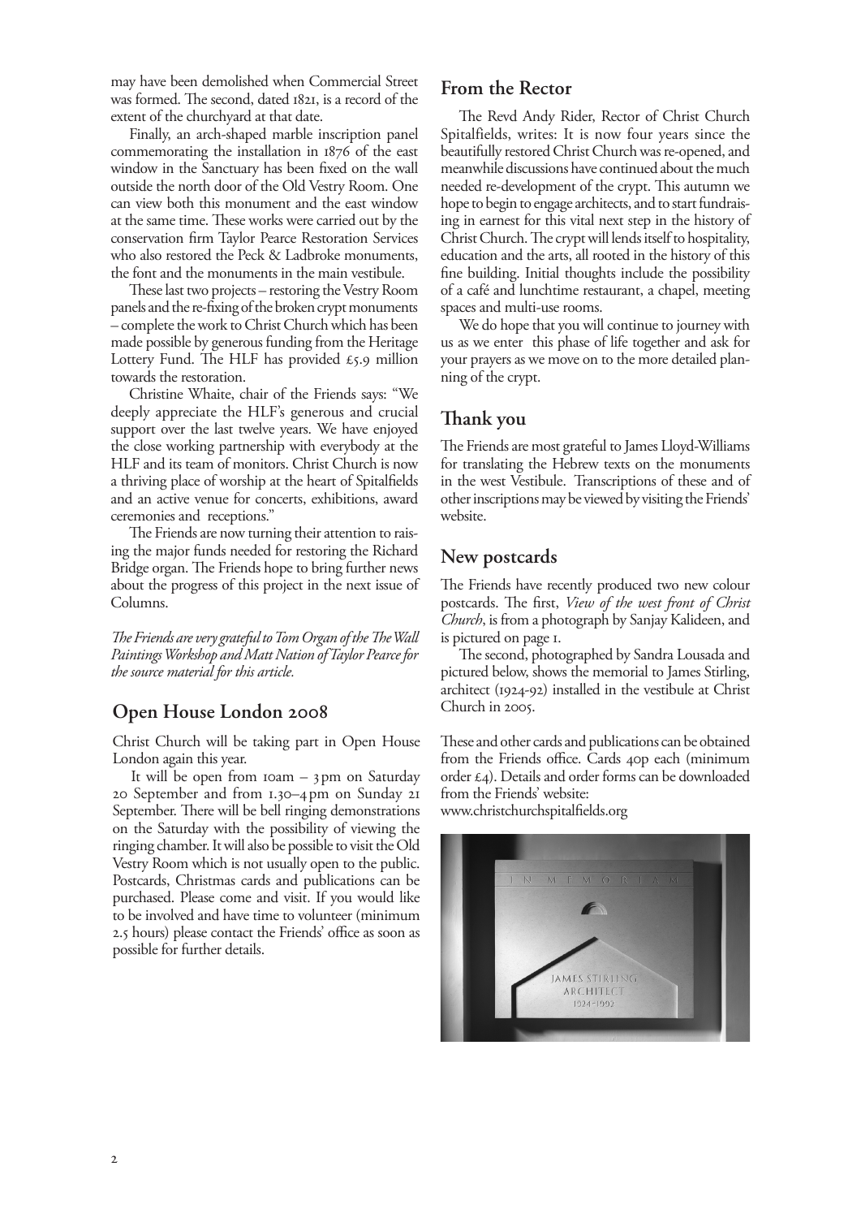may have been demolished when Commercial Street was formed. The second, dated 1821, is a record of the extent of the churchyard at that date.

Finally, an arch-shaped marble inscription panel commemorating the installation in 1876 of the east window in the Sanctuary has been fixed on the wall outside the north door of the Old Vestry Room. One can view both this monument and the east window at the same time. These works were carried out by the conservation firm Taylor Pearce Restoration Services who also restored the Peck & Ladbroke monuments, the font and the monuments in the main vestibule.

These last two projects – restoring the Vestry Room panels and the re-fixing of the broken crypt monuments – complete the work to Christ Church which has been made possible by generous funding from the Heritage Lottery Fund. The HLF has provided £5.9 million towards the restoration.

Christine Whaite, chair of the Friends says: "We deeply appreciate the HLF's generous and crucial support over the last twelve years. We have enjoyed the close working partnership with everybody at the HLF and its team of monitors. Christ Church is now a thriving place of worship at the heart of Spitalfields and an active venue for concerts, exhibitions, award ceremonies and receptions."

The Friends are now turning their attention to raising the major funds needed for restoring the Richard Bridge organ. The Friends hope to bring further news about the progress of this project in the next issue of Columns.

*The Friends are very grateful to Tom Organ of the The Wall Paintings Workshop and Matt Nation of Taylor Pearce for the source material for this article.*

## Open House London 2008

Christ Church will be taking part in Open House London again this year.

It will be open from 10am – 3pm on Saturday 20 September and from 1.30–4pm on Sunday 21 September. There will be bell ringing demonstrations on the Saturday with the possibility of viewing the ringing chamber. It will also be possible to visit the Old Vestry Room which is not usually open to the public. Postcards, Christmas cards and publications can be purchased. Please come and visit. If you would like to be involved and have time to volunteer (minimum 2.5 hours) please contact the Friends' office as soon as possible for further details.

## From the Rector

The Revd Andy Rider, Rector of Christ Church Spitalfields, writes: It is now four years since the beautifully restored Christ Church was re-opened, and meanwhile discussions have continued about the much needed re-development of the crypt. This autumn we hope to begin to engage architects, and to start fundraising in earnest for this vital next step in the history of Christ Church. The crypt will lends itself to hospitality, education and the arts, all rooted in the history of this fine building. Initial thoughts include the possibility of a café and lunchtime restaurant, a chapel, meeting spaces and multi-use rooms.

We do hope that you will continue to journey with us as we enter this phase of life together and ask for your prayers as we move on to the more detailed planning of the crypt.

## Thank you

The Friends are most grateful to James Lloyd-Williams for translating the Hebrew texts on the monuments in the west Vestibule. Transcriptions of these and of other inscriptions may be viewed by visiting the Friends' website.

## New postcards

The Friends have recently produced two new colour postcards. The first, *View of the west front of Christ Church*, is from a photograph by Sanjay Kalideen, and is pictured on page 1.

The second, photographed by Sandra Lousada and pictured below, shows the memorial to James Stirling, architect (1924-92) installed in the vestibule at Christ Church in 2005.

These and other cards and publications can be obtained from the Friends office. Cards 40p each (minimum order £4). Details and order forms can be downloaded from the Friends' website:
www.christchurchspitalfields.org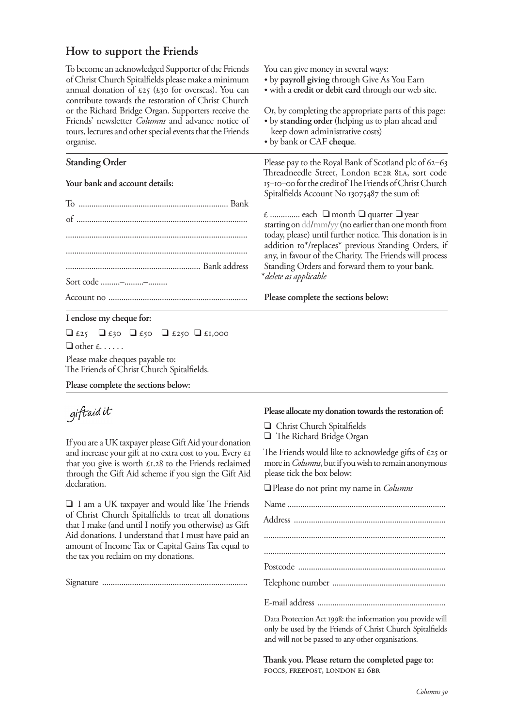## How to support the Friends

To become an acknowledged Supporter of the Friends of Christ Church Spitalfields please make a minimum annual donation of £25 (£30 for overseas). You can contribute towards the restoration of Christ Church or the Richard Bridge Organ. Supporters receive the Friends' newsletter *Columns* and advance notice of tours, lectures and other special events that the Friends organise.

You can give money in several ways:

- by **payroll giving** through Give As You Earn
- with a **credit or debit card** through our web site.

Or, by completing the appropriate parts of this page:

- by **standing order** (helping us to plan ahead and keep down administrative costs)
- by bank or CAF **cheque**.

### Standing Order

**Your bank and account details:**

To ...................................................................... Bank

of ...............................................................................

...................................................................................

...................................................................................

.............................................................. Bank address

Sort code .........–.........–.........

Account no ................................................................

Please pay to the Royal Bank of Scotland plc of 62–63 Threadneedle Street, London EC2R 8LA, sort code 15–10–00 for the credit of The Friends of Christ Church Spitalfields Account No 13075487 the sum of:

£ ............. each ❑ month ❑ quarter ❑ year starting on dd/mm/yy (no earlier than one month from today, please) until further notice. This donation is in addition to*/replaces* previous Standing Orders, if any, in favour of the Charity. The Friends will process Standing Orders and forward them to your bank.

**delete as applicable*

**Please complete the sections below:**

**I enclose my cheque for:**

❑ £25 ❑ £30 ❑ £50 ❑ £250 ❑ £1,000

❑ other £. . . . . .

Please make cheques payable to:
The Friends of Christ Church Spitalfields.

**Please complete the sections below:**

*giftaid it*

If you are a UK taxpayer please Gift Aid your donation and increase your gift at no extra cost to you. Every £1 that you give is worth £1.28 to the Friends reclaimed through the Gift Aid scheme if you sign the Gift Aid declaration.

❑ I am a UK taxpayer and would like The Friends of Christ Church Spitalfields to treat all donations that I make (and until I notify you otherwise) as Gift Aid donations. I understand that I must have paid an amount of Income Tax or Capital Gains Tax equal to the tax you reclaim on my donations.

Signature ...................................................................

**Please allocate my donation towards the restoration of:**

❑ Christ Church Spitalfields
❑ The Richard Bridge Organ

The Friends would like to acknowledge gifts of £25 or more in *Columns*, but if you wish to remain anonymous please tick the box below:

❑ Please do not print my name in *Columns*

Name .........................................................................

Address ......................................................................

...................................................................................

...................................................................................

Postcode ....................................................................

Telephone number ....................................................

E-mail address ...........................................................

Data Protection Act 1998: the information you provide will only be used by the Friends of Christ Church Spitalfields and will not be passed to any other organisations.

**Thank you. Please return the completed page to:**
FOCCS, FREEPOST, LONDON E1 6BR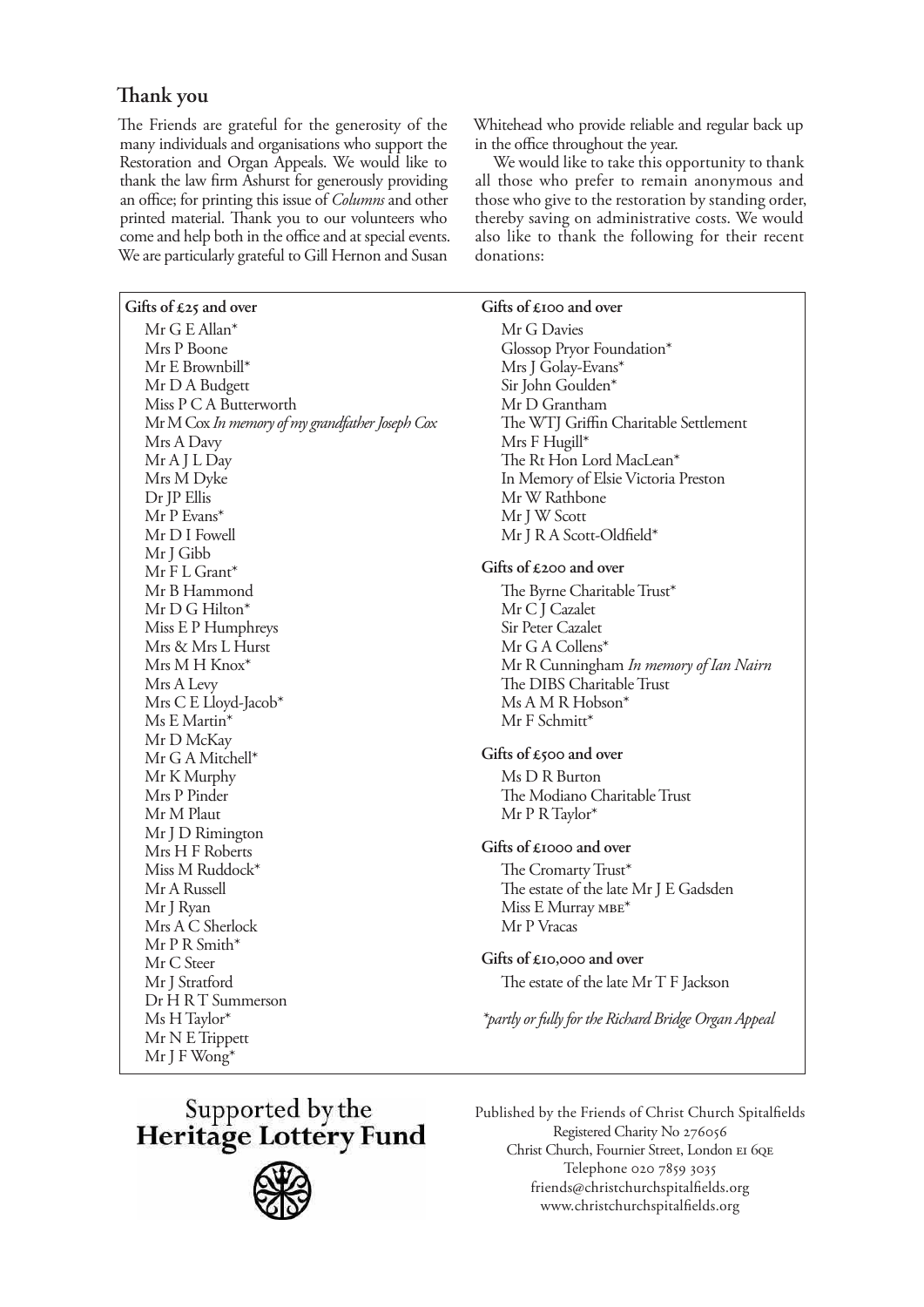## Thank you

The Friends are grateful for the generosity of the many individuals and organisations who support the Restoration and Organ Appeals. We would like to thank the law firm Ashurst for generously providing an office; for printing this issue of *Columns* and other printed material. Thank you to our volunteers who come and help both in the office and at special events. We are particularly grateful to Gill Hernon and Susan Whitehead who provide reliable and regular back up in the office throughout the year.

We would like to take this opportunity to thank all those who prefer to remain anonymous and those who give to the restoration by standing order, thereby saving on administrative costs. We would also like to thank the following for their recent donations:

**Gifts of £25 and over**

Mr G E Allan*
Mrs P Boone
Mr E Brownbill*
Mr D A Budgett
Miss P C A Butterworth
Mr M Cox *In memory of my grandfather Joseph Cox*
Mrs A Davy
Mr A J L Day
Mrs M Dyke
Dr JP Ellis
Mr P Evans*
Mr D I Fowell
Mr J Gibb
Mr F L Grant*
Mr B Hammond
Mr D G Hilton*
Miss E P Humphreys
Mrs & Mrs L Hurst
Mrs M H Knox*
Mrs A Levy
Mrs C E Lloyd-Jacob*
Ms E Martin*
Mr D McKay
Mr G A Mitchell*
Mr K Murphy
Mrs P Pinder
Mr M Plaut
Mr J D Rimington
Mrs H F Roberts
Miss M Ruddock*
Mr A Russell
Mr J Ryan
Mrs A C Sherlock
Mr P R Smith*
Mr C Steer
Mr J Stratford
Dr H R T Summerson
Ms H Taylor*
Mr N E Trippett
Mr J F Wong*

**Gifts of £100 and over**

Mr G Davies
Glossop Pryor Foundation*
Mrs J Golay-Evans*
Sir John Goulden*
Mr D Grantham
The WTJ Griffin Charitable Settlement
Mrs F Hugill*
The Rt Hon Lord MacLean*
In Memory of Elsie Victoria Preston
Mr W Rathbone
Mr J W Scott
Mr J R A Scott-Oldfield*

**Gifts of £200 and over**

The Byrne Charitable Trust*
Mr C J Cazalet
Sir Peter Cazalet
Mr G A Collens*
Mr R Cunningham *In memory of Ian Nairn*
The DIBS Charitable Trust
Ms A M R Hobson*
Mr F Schmitt*

**Gifts of £500 and over**

Ms D R Burton
The Modiano Charitable Trust
Mr P R Taylor*

**Gifts of £1000 and over**

The Cromarty Trust*
The estate of the late Mr J E Gadsden
Miss E Murray MBE*
Mr P Vracas

**Gifts of £10,000 and over**

The estate of the late Mr T F Jackson

*\*partly or fully for the Richard Bridge Organ Appeal*

Supported by the **Heritage Lottery Fund**

Published by the Friends of Christ Church Spitalfields
Registered Charity No 276056
Christ Church, Fournier Street, London E1 6QE
Telephone 020 7859 3035
friends@christchurchspitalfields.org
www.christchurchspitalfields.org